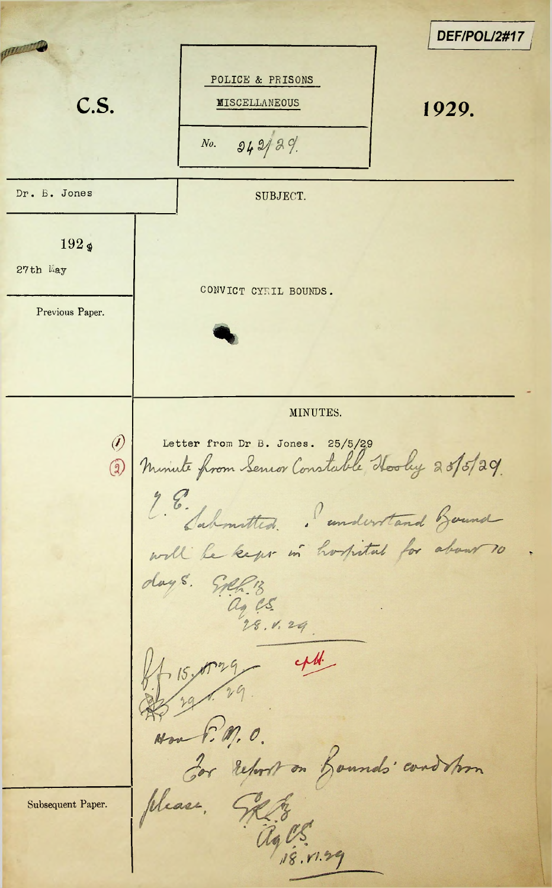DEF/POL/2#17

**C.S.**

POLICE & PRISONS

MISCELLANEOUS

No. 242/29.

**1929.**

Dr. B. Jones

192 9

27th May

SUBJECT.

CONVICT CYRIL BOUNDS.

Previous Paper.

MINUTES.

(1) Letter from Dr B. Jones. 25/5/29

(2) Minute from Senior Constable Hooley 25/5/29.

7. E.

Submitted. I understand Bound will be kept in hospital for about 10 days. G.R.L.B. Ag CS. 28.V.29.

B.F. 15.VI.29 — cpH.

[illegible] 29.V.29.

Hon P.M.O.

For report on Bounds' condition please. G.R.L.B. Ag CS. 18.VI.29

Subsequent Paper.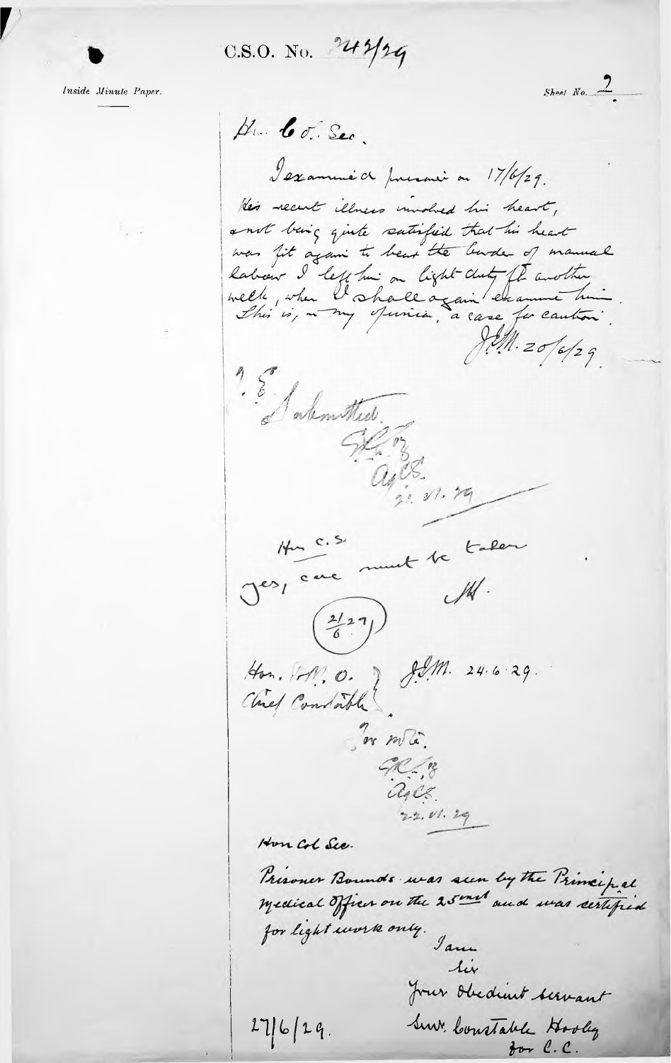C.S.O. No. 243/29

*Inside Minute Paper.*

Sheet No. 2

Hon. Col. Sec.

I examined prisoner on 17/6/29.
His recent illness involved his heart, and not being quite satisfied that his heart was fit again to bear the burden of manual labour I left him on light duty for another week, when I shall again examine him.
This is, in my opinion, a case for caution.

J.M. 20/6/29.

H.E.

Submitted.

[initials]
AgCS.
21.VI.29

Hon C.S.

Yes, care must be taken.

M.

(21/6/29)

Hon. P.M.O. }
Chief Constable }

J.M. 24.6.29.

For note.

[initials]
AgCS.
22.VI.29

Hon Col Sec.

Prisoner Bounds was seen by the Principal Medical Officer on the 25th inst and was certified for light work only.

I am
Sir
Your obedient servant
Supt. Constable Hooley
for C.C.

27/6/29.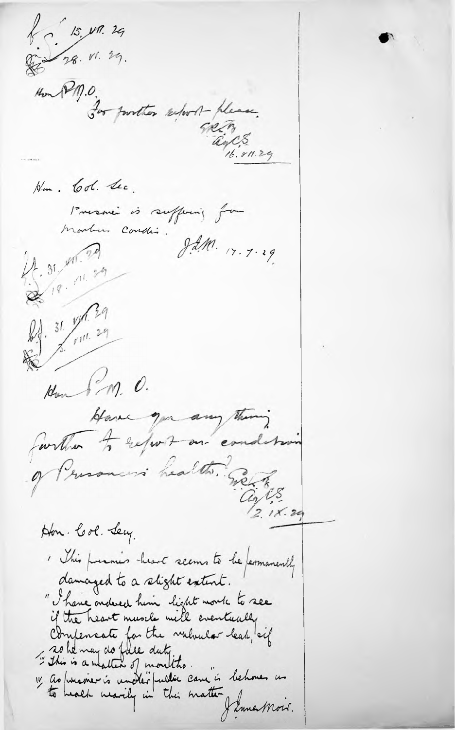f. S. 15. VII. 29
28. VI. 29.

Hon P.M.O.

For further report please.

G.R.B.
Ag C.S.
16. VII. 29

---

Hon. Col. Sec.

Prisoner is suffering from Morbus Cordis.

J.L.M. 17.7.29

---

f.S. 31. VII. 29
18. VII. 29

b.f. 31. VII. 29
5. VIII. 29

---

Hon P.M.O.

Have you any thing further to report on condition of Prisoner's health?

G.R.B.
Ag C.S.
2. IX. 29

---

Hon. Col. Secy.

i This prisoner's heart seems to be permanently damaged to a slight extent.

ii I have ordered him light work to see if the heart muscle will eventually compensate for the valvular leak, & if so he may do full duty.

iii This is a matter of months.

iv As prisoner is under public care it behoves us to walk warily in this matter.

J. Lune Moir.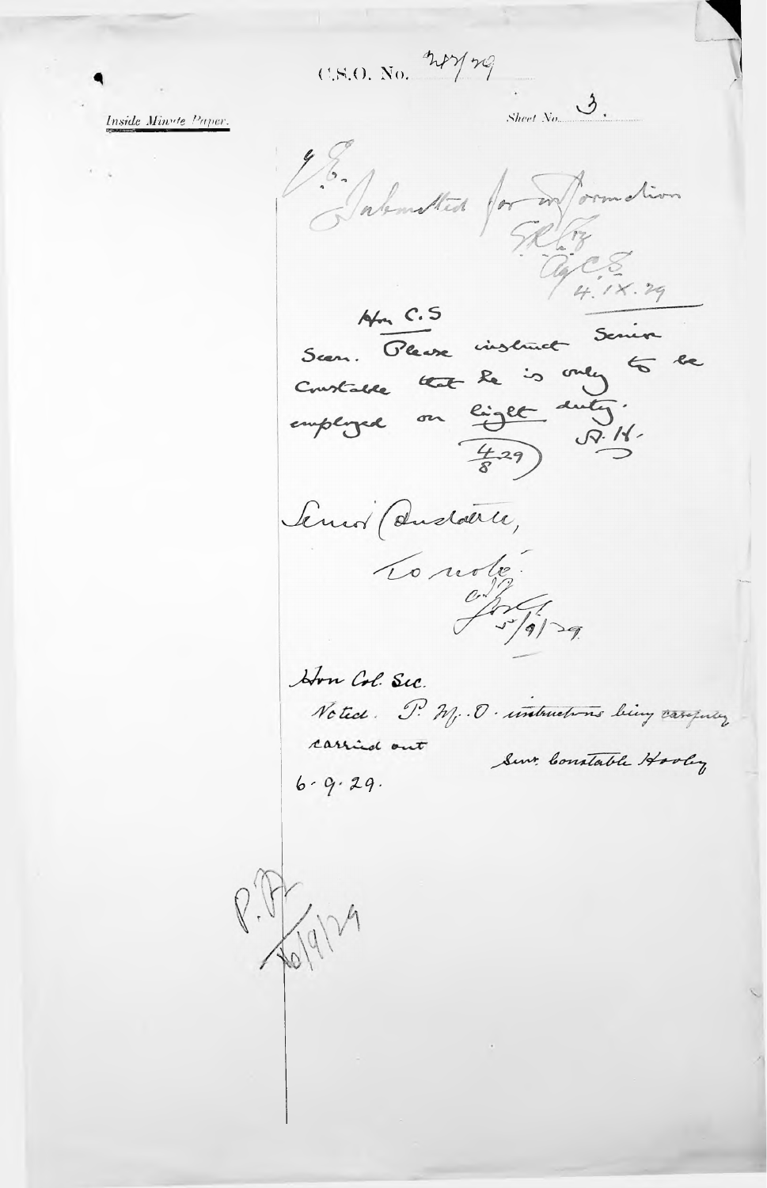C.S.O. No. 287/29

*Inside Minute Paper.*

Sheet No. 3.

Y.E.

Submitted for information

S.R. ?

Ag. C.S.
4.IX.29

Hon C.S

Seen. Please instruct Senior Constable that he is only to be employed on light duty.

A.H.
(4/8/29)

Senior Constable,

To note.

for C.S.
5/9/29

Hon Col. Sec.

Noted. P.M.O. instructions being carefully carried out

Senr. Constable Hooley

6-9-29.

P.A.
6/9/29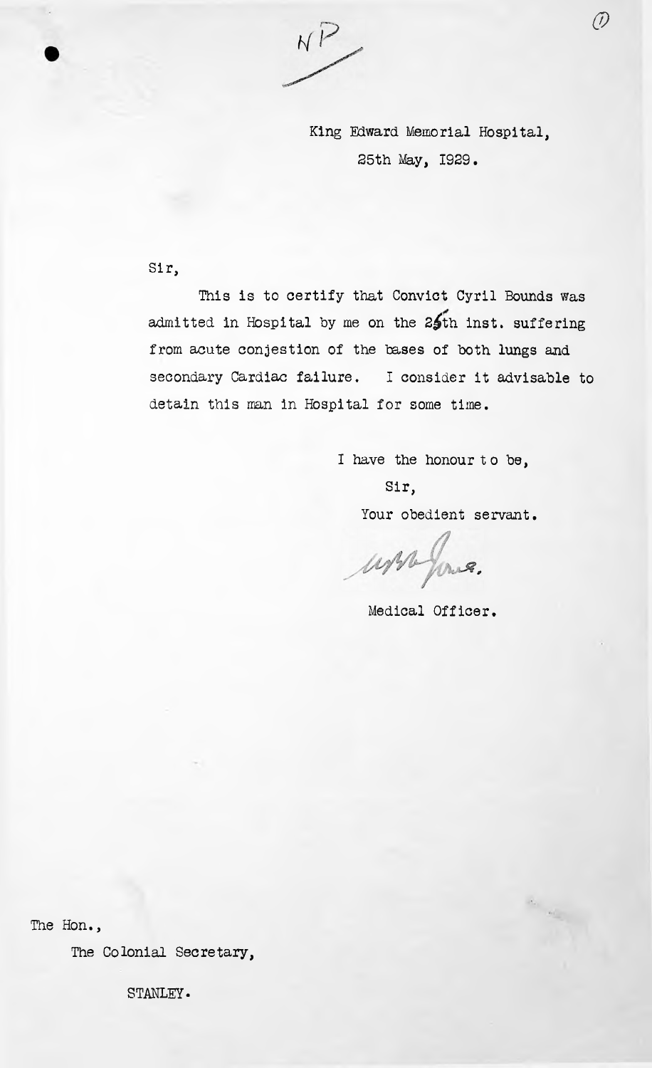NP

King Edward Memorial Hospital,
25th May, 1929.

Sir,

This is to certify that Convict Cyril Bounds was admitted in Hospital by me on the 25th inst. suffering from acute conjestion of the bases of both lungs and secondary Cardiac failure. I consider it advisable to detain this man in Hospital for some time.

I have the honour to be,
Sir,
Your obedient servant.

W. Jones.

Medical Officer.

The Hon.,
The Colonial Secretary,
STANLEY.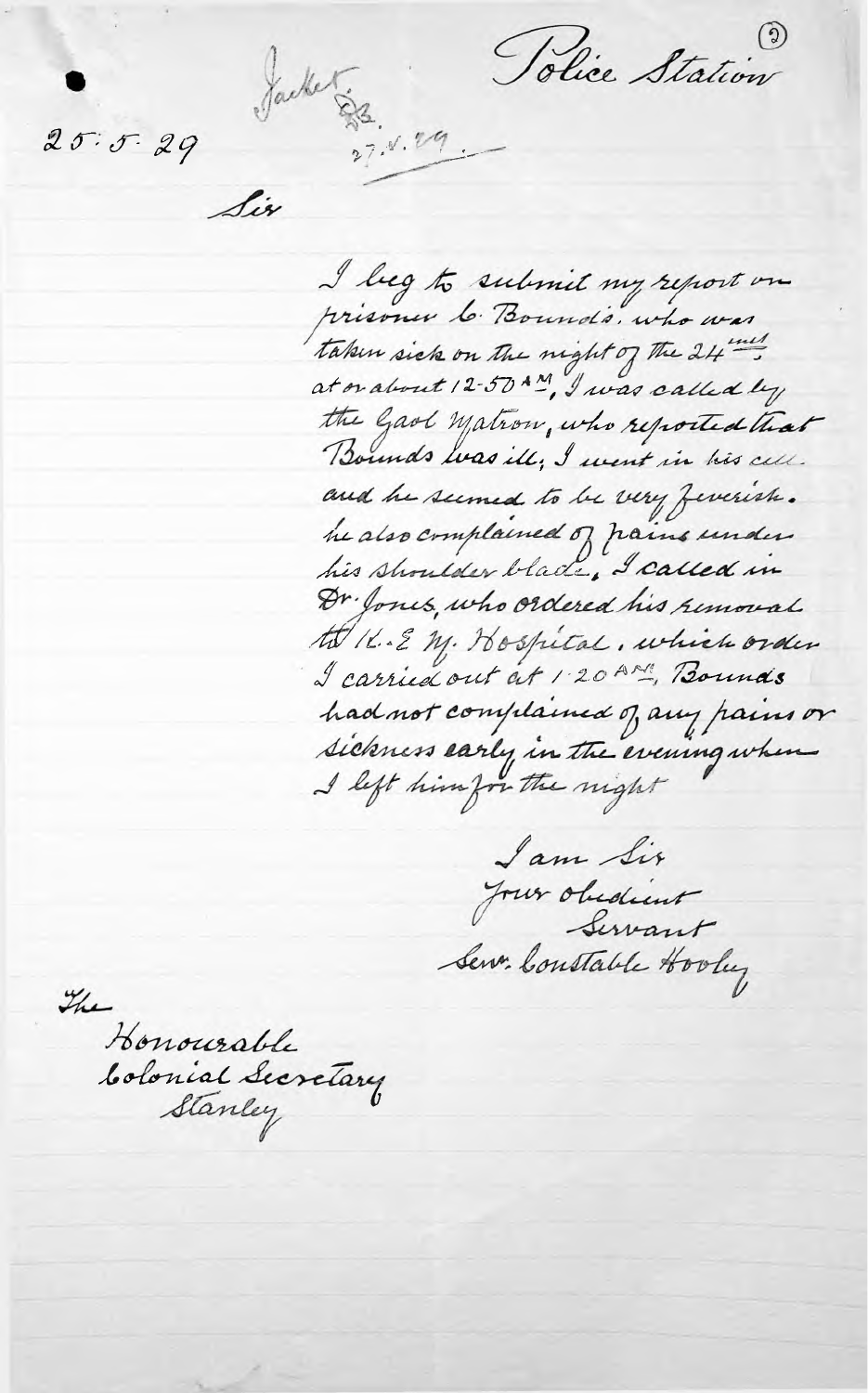(2)

Police Station

25.5.29

Jacket. 27.V.29

Sir

I beg to submit my report on prisoner C. Bounds, who was taken sick on the night of the 24th inst. at or about 12-50 A.M., I was called by the Gaol Matron, who reported that Bounds was ill, I went in his cell and he seemed to be very feverish. he also complained of pains under his shoulder blade, I called in Dr. Jones, who ordered his removal to K.E.M. Hospital, which order I carried out at 1.20 A.M., Bounds had not complained of any pains or sickness early in the evening when I left him for the night

I am Sir
Your obedient
Servant
Senr. Constable Hooley

The
Honourable
Colonial Secretary
Stanley